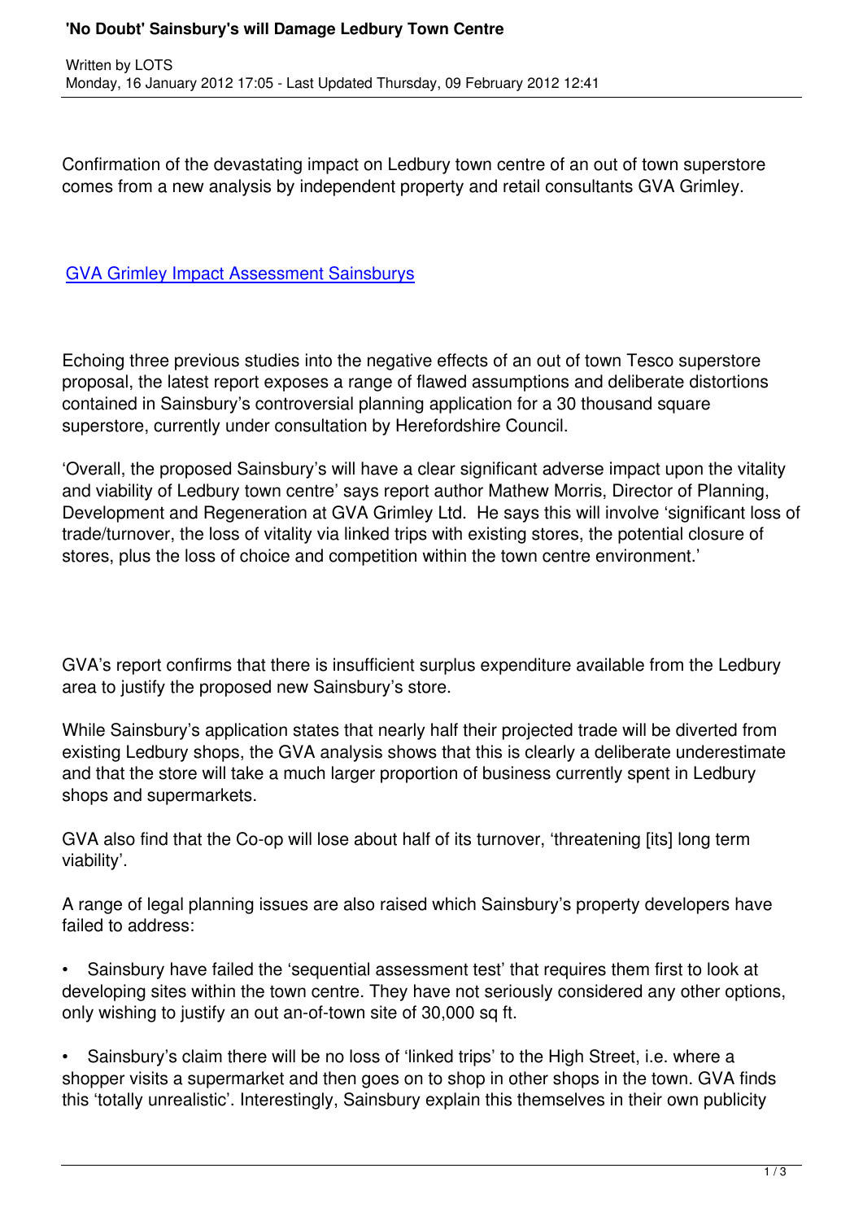# 'No Doubt' Sainsbury's will Damage Ledbury Town Centre

Written by LOTS
Monday, 16 January 2012 17:05 - Last Updated Thursday, 09 February 2012 12:41

Confirmation of the devastating impact on Ledbury town centre of an out of town superstore comes from a new analysis by independent property and retail consultants GVA Grimley.

GVA Grimley Impact Assessment Sainsburys

Echoing three previous studies into the negative effects of an out of town Tesco superstore proposal, the latest report exposes a range of flawed assumptions and deliberate distortions contained in Sainsbury's controversial planning application for a 30 thousand square superstore, currently under consultation by Herefordshire Council.

'Overall, the proposed Sainsbury's will have a clear significant adverse impact upon the vitality and viability of Ledbury town centre' says report author Mathew Morris, Director of Planning, Development and Regeneration at GVA Grimley Ltd. He says this will involve 'significant loss of trade/turnover, the loss of vitality via linked trips with existing stores, the potential closure of stores, plus the loss of choice and competition within the town centre environment.'

GVA's report confirms that there is insufficient surplus expenditure available from the Ledbury area to justify the proposed new Sainsbury's store.

While Sainsbury's application states that nearly half their projected trade will be diverted from existing Ledbury shops, the GVA analysis shows that this is clearly a deliberate underestimate and that the store will take a much larger proportion of business currently spent in Ledbury shops and supermarkets.

GVA also find that the Co-op will lose about half of its turnover, 'threatening [its] long term viability'.

A range of legal planning issues are also raised which Sainsbury's property developers have failed to address:

- Sainsbury have failed the 'sequential assessment test' that requires them first to look at developing sites within the town centre. They have not seriously considered any other options, only wishing to justify an out an-of-town site of 30,000 sq ft.

- Sainsbury's claim there will be no loss of 'linked trips' to the High Street, i.e. where a shopper visits a supermarket and then goes on to shop in other shops in the town. GVA finds this 'totally unrealistic'. Interestingly, Sainsbury explain this themselves in their own publicity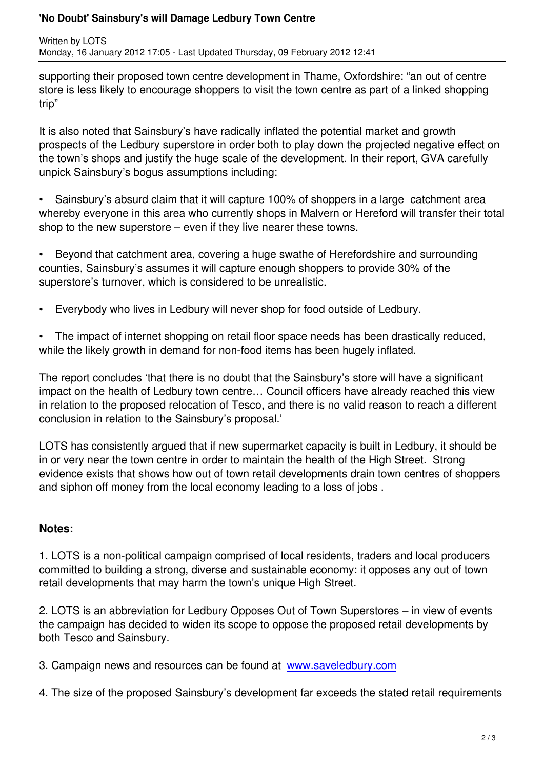supporting their proposed town centre development in Thame, Oxfordshire: "an out of centre store is less likely to encourage shoppers to visit the town centre as part of a linked shopping trip"

It is also noted that Sainsbury's have radically inflated the potential market and growth prospects of the Ledbury superstore in order both to play down the projected negative effect on the town's shops and justify the huge scale of the development. In their report, GVA carefully unpick Sainsbury's bogus assumptions including:

- Sainsbury's absurd claim that it will capture 100% of shoppers in a large catchment area whereby everyone in this area who currently shops in Malvern or Hereford will transfer their total shop to the new superstore – even if they live nearer these towns.

- Beyond that catchment area, covering a huge swathe of Herefordshire and surrounding counties, Sainsbury's assumes it will capture enough shoppers to provide 30% of the superstore's turnover, which is considered to be unrealistic.

- Everybody who lives in Ledbury will never shop for food outside of Ledbury.

- The impact of internet shopping on retail floor space needs has been drastically reduced, while the likely growth in demand for non-food items has been hugely inflated.

The report concludes 'that there is no doubt that the Sainsbury's store will have a significant impact on the health of Ledbury town centre… Council officers have already reached this view in relation to the proposed relocation of Tesco, and there is no valid reason to reach a different conclusion in relation to the Sainsbury's proposal.'

LOTS has consistently argued that if new supermarket capacity is built in Ledbury, it should be in or very near the town centre in order to maintain the health of the High Street. Strong evidence exists that shows how out of town retail developments drain town centres of shoppers and siphon off money from the local economy leading to a loss of jobs .

**Notes:**

1. LOTS is a non-political campaign comprised of local residents, traders and local producers committed to building a strong, diverse and sustainable economy: it opposes any out of town retail developments that may harm the town's unique High Street.

2. LOTS is an abbreviation for Ledbury Opposes Out of Town Superstores – in view of events the campaign has decided to widen its scope to oppose the proposed retail developments by both Tesco and Sainsbury.

3. Campaign news and resources can be found at www.saveledbury.com

4. The size of the proposed Sainsbury's development far exceeds the stated retail requirements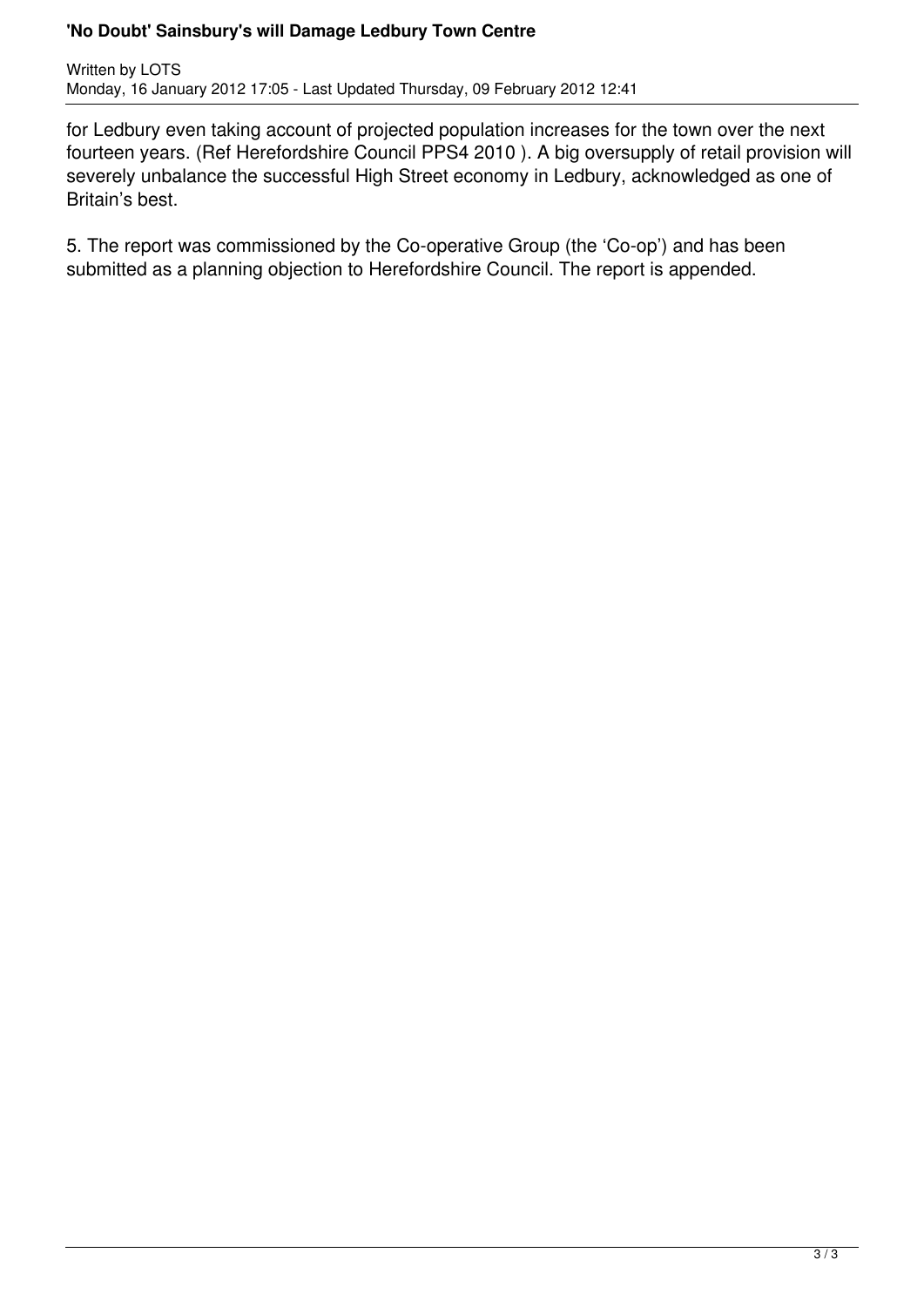for Ledbury even taking account of projected population increases for the town over the next fourteen years. (Ref Herefordshire Council PPS4 2010 ). A big oversupply of retail provision will severely unbalance the successful High Street economy in Ledbury, acknowledged as one of Britain's best.

5. The report was commissioned by the Co-operative Group (the 'Co-op') and has been submitted as a planning objection to Herefordshire Council. The report is appended.